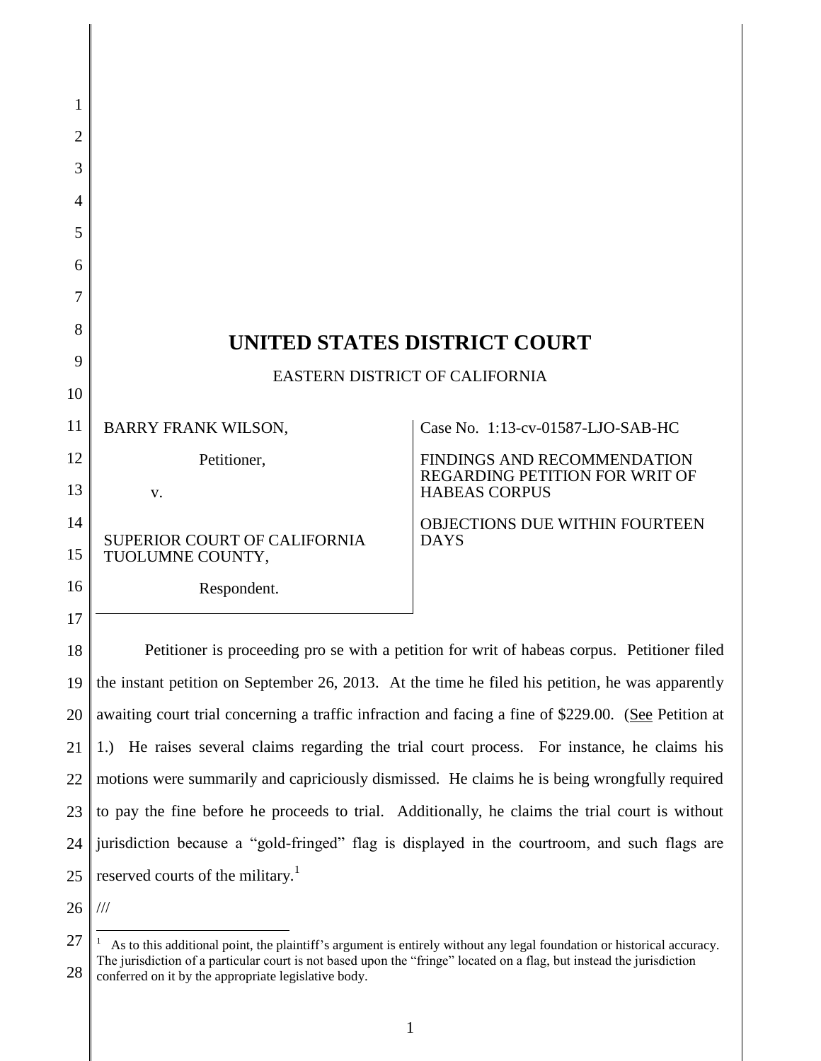# UNITED STATES DISTRICT COURT

EASTERN DISTRICT OF CALIFORNIA

| | |
|---|---|
| BARRY FRANK WILSON,<br><br>Petitioner,<br><br>v.<br><br>SUPERIOR COURT OF CALIFORNIA TUOLUMNE COUNTY,<br><br>Respondent. | Case No. 1:13-cv-01587-LJO-SAB-HC<br><br>FINDINGS AND RECOMMENDATION REGARDING PETITION FOR WRIT OF HABEAS CORPUS<br><br>OBJECTIONS DUE WITHIN FOURTEEN DAYS |

Petitioner is proceeding pro se with a petition for writ of habeas corpus. Petitioner filed the instant petition on September 26, 2013. At the time he filed his petition, he was apparently awaiting court trial concerning a traffic infraction and facing a fine of $229.00. (See Petition at 1.) He raises several claims regarding the trial court process. For instance, he claims his motions were summarily and capriciously dismissed. He claims he is being wrongfully required to pay the fine before he proceeds to trial. Additionally, he claims the trial court is without jurisdiction because a "gold-fringed" flag is displayed in the courtroom, and such flags are reserved courts of the military.[1]

///

---

[1] As to this additional point, the plaintiff's argument is entirely without any legal foundation or historical accuracy. The jurisdiction of a particular court is not based upon the "fringe" located on a flag, but instead the jurisdiction conferred on it by the appropriate legislative body.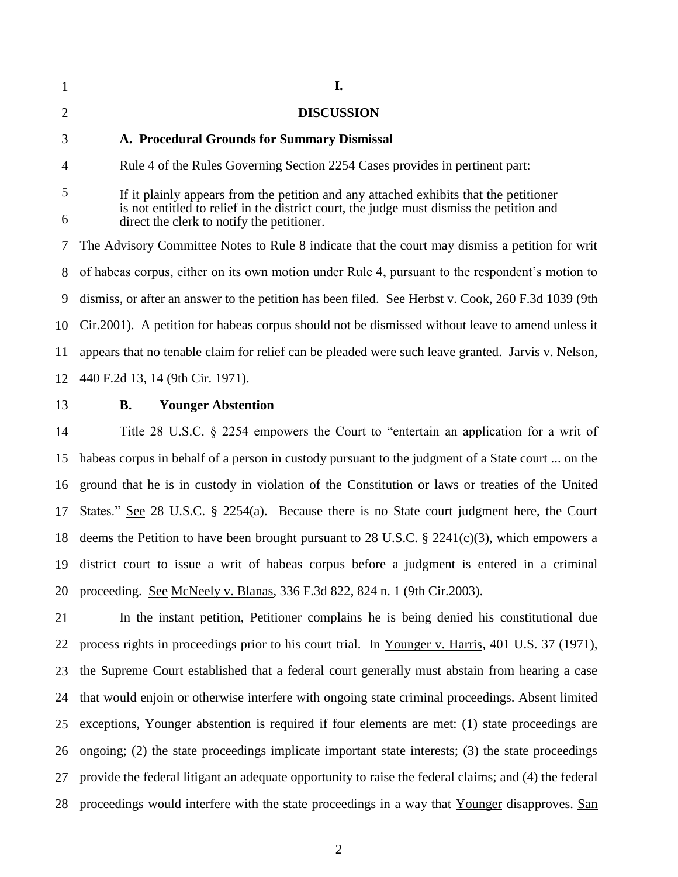# I.

## DISCUSSION

### A. Procedural Grounds for Summary Dismissal

Rule 4 of the Rules Governing Section 2254 Cases provides in pertinent part:

> If it plainly appears from the petition and any attached exhibits that the petitioner is not entitled to relief in the district court, the judge must dismiss the petition and direct the clerk to notify the petitioner.

The Advisory Committee Notes to Rule 8 indicate that the court may dismiss a petition for writ of habeas corpus, either on its own motion under Rule 4, pursuant to the respondent's motion to dismiss, or after an answer to the petition has been filed. See Herbst v. Cook, 260 F.3d 1039 (9th Cir.2001). A petition for habeas corpus should not be dismissed without leave to amend unless it appears that no tenable claim for relief can be pleaded were such leave granted. Jarvis v. Nelson, 440 F.2d 13, 14 (9th Cir. 1971).

### B. Younger Abstention

Title 28 U.S.C. § 2254 empowers the Court to "entertain an application for a writ of habeas corpus in behalf of a person in custody pursuant to the judgment of a State court ... on the ground that he is in custody in violation of the Constitution or laws or treaties of the United States." See 28 U.S.C. § 2254(a). Because there is no State court judgment here, the Court deems the Petition to have been brought pursuant to 28 U.S.C. § 2241(c)(3), which empowers a district court to issue a writ of habeas corpus before a judgment is entered in a criminal proceeding. See McNeely v. Blanas, 336 F.3d 822, 824 n. 1 (9th Cir.2003).

In the instant petition, Petitioner complains he is being denied his constitutional due process rights in proceedings prior to his court trial. In Younger v. Harris, 401 U.S. 37 (1971), the Supreme Court established that a federal court generally must abstain from hearing a case that would enjoin or otherwise interfere with ongoing state criminal proceedings. Absent limited exceptions, Younger abstention is required if four elements are met: (1) state proceedings are ongoing; (2) the state proceedings implicate important state interests; (3) the state proceedings provide the federal litigant an adequate opportunity to raise the federal claims; and (4) the federal proceedings would interfere with the state proceedings in a way that Younger disapproves. San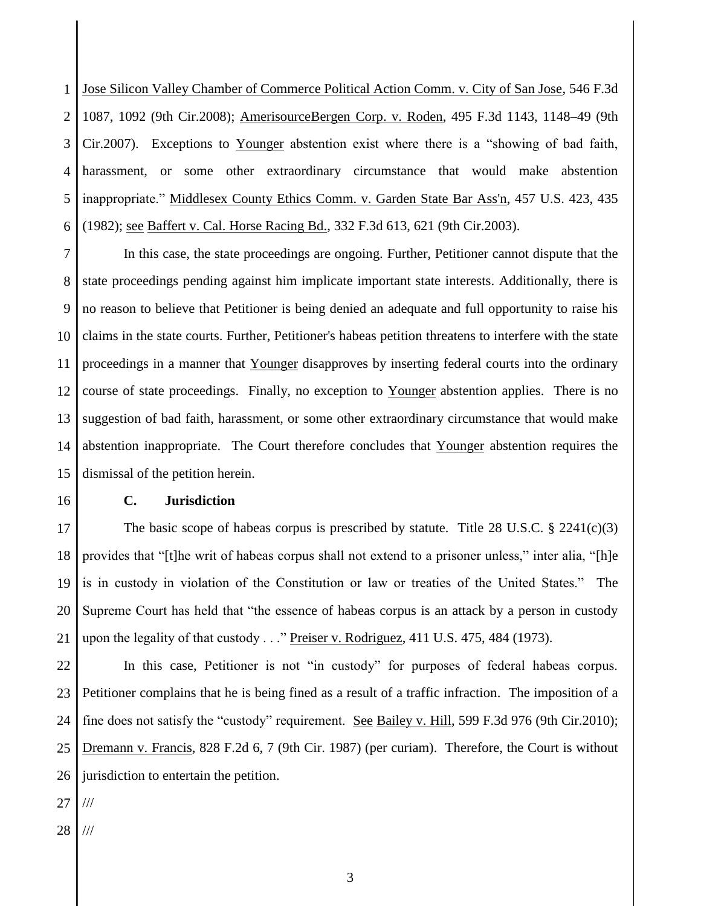Jose Silicon Valley Chamber of Commerce Political Action Comm. v. City of San Jose, 546 F.3d 1087, 1092 (9th Cir.2008); AmerisourceBergen Corp. v. Roden, 495 F.3d 1143, 1148–49 (9th Cir.2007). Exceptions to Younger abstention exist where there is a "showing of bad faith, harassment, or some other extraordinary circumstance that would make abstention inappropriate." Middlesex County Ethics Comm. v. Garden State Bar Ass'n, 457 U.S. 423, 435 (1982); see Baffert v. Cal. Horse Racing Bd., 332 F.3d 613, 621 (9th Cir.2003).

In this case, the state proceedings are ongoing. Further, Petitioner cannot dispute that the state proceedings pending against him implicate important state interests. Additionally, there is no reason to believe that Petitioner is being denied an adequate and full opportunity to raise his claims in the state courts. Further, Petitioner's habeas petition threatens to interfere with the state proceedings in a manner that Younger disapproves by inserting federal courts into the ordinary course of state proceedings. Finally, no exception to Younger abstention applies. There is no suggestion of bad faith, harassment, or some other extraordinary circumstance that would make abstention inappropriate. The Court therefore concludes that Younger abstention requires the dismissal of the petition herein.

### C. Jurisdiction

The basic scope of habeas corpus is prescribed by statute. Title 28 U.S.C. § 2241(c)(3) provides that "[t]he writ of habeas corpus shall not extend to a prisoner unless," inter alia, "[h]e is in custody in violation of the Constitution or law or treaties of the United States." The Supreme Court has held that "the essence of habeas corpus is an attack by a person in custody upon the legality of that custody . . ." Preiser v. Rodriguez, 411 U.S. 475, 484 (1973).

In this case, Petitioner is not "in custody" for purposes of federal habeas corpus. Petitioner complains that he is being fined as a result of a traffic infraction. The imposition of a fine does not satisfy the "custody" requirement. See Bailey v. Hill, 599 F.3d 976 (9th Cir.2010); Dremann v. Francis, 828 F.2d 6, 7 (9th Cir. 1987) (per curiam). Therefore, the Court is without jurisdiction to entertain the petition.

///

///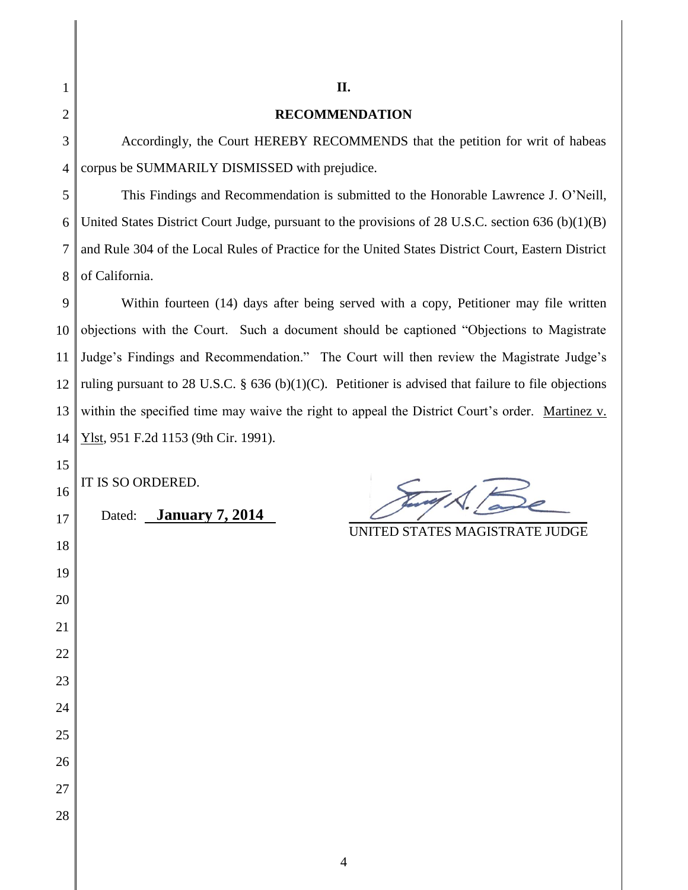## II.

## RECOMMENDATION

Accordingly, the Court HEREBY RECOMMENDS that the petition for writ of habeas corpus be SUMMARILY DISMISSED with prejudice.

This Findings and Recommendation is submitted to the Honorable Lawrence J. O'Neill, United States District Court Judge, pursuant to the provisions of 28 U.S.C. section 636 (b)(1)(B) and Rule 304 of the Local Rules of Practice for the United States District Court, Eastern District of California.

Within fourteen (14) days after being served with a copy, Petitioner may file written objections with the Court. Such a document should be captioned "Objections to Magistrate Judge's Findings and Recommendation." The Court will then review the Magistrate Judge's ruling pursuant to 28 U.S.C. § 636 (b)(1)(C). Petitioner is advised that failure to file objections within the specified time may waive the right to appeal the District Court's order. Martinez v. Ylst, 951 F.2d 1153 (9th Cir. 1991).

IT IS SO ORDERED.

Dated: **January 7, 2014**

UNITED STATES MAGISTRATE JUDGE